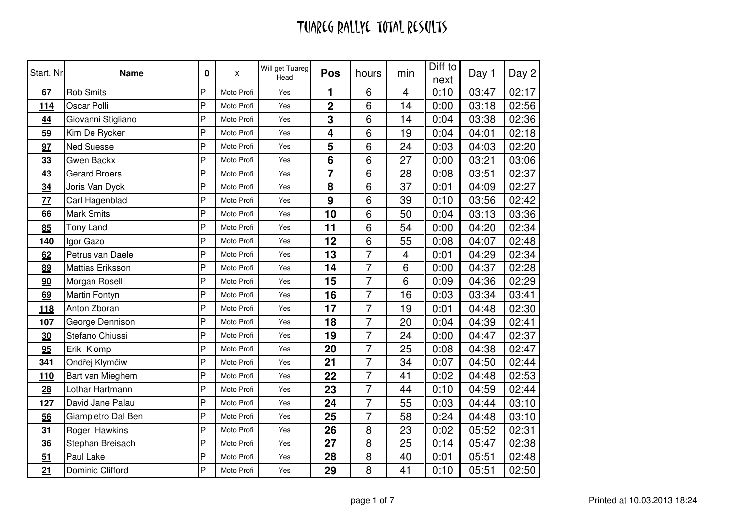# TUAREG RALLYE TOTAL RESULTS

| Start. Nr | Name | 0 | x | Will get Tuareg Head | Pos | hours | min | Diff to next | Day 1 | Day 2 |
|---|---|---|---|---|---|---|---|---|---|---|
| 67 | Rob Smits | P | Moto Profi | Yes | 1 | 6 | 4 | 0:10 | 03:47 | 02:17 |
| 114 | Oscar Polli | P | Moto Profi | Yes | 2 | 6 | 14 | 0:00 | 03:18 | 02:56 |
| 44 | Giovanni Stigliano | P | Moto Profi | Yes | 3 | 6 | 14 | 0:04 | 03:38 | 02:36 |
| 59 | Kim De Rycker | P | Moto Profi | Yes | 4 | 6 | 19 | 0:04 | 04:01 | 02:18 |
| 97 | Ned Suesse | P | Moto Profi | Yes | 5 | 6 | 24 | 0:03 | 04:03 | 02:20 |
| 33 | Gwen Backx | P | Moto Profi | Yes | 6 | 6 | 27 | 0:00 | 03:21 | 03:06 |
| 43 | Gerard Broers | P | Moto Profi | Yes | 7 | 6 | 28 | 0:08 | 03:51 | 02:37 |
| 34 | Joris Van Dyck | P | Moto Profi | Yes | 8 | 6 | 37 | 0:01 | 04:09 | 02:27 |
| 77 | Carl Hagenblad | P | Moto Profi | Yes | 9 | 6 | 39 | 0:10 | 03:56 | 02:42 |
| 66 | Mark Smits | P | Moto Profi | Yes | 10 | 6 | 50 | 0:04 | 03:13 | 03:36 |
| 85 | Tony Land | P | Moto Profi | Yes | 11 | 6 | 54 | 0:00 | 04:20 | 02:34 |
| 140 | Igor Gazo | P | Moto Profi | Yes | 12 | 6 | 55 | 0:08 | 04:07 | 02:48 |
| 62 | Petrus van Daele | P | Moto Profi | Yes | 13 | 7 | 4 | 0:01 | 04:29 | 02:34 |
| 89 | Mattias Eriksson | P | Moto Profi | Yes | 14 | 7 | 6 | 0:00 | 04:37 | 02:28 |
| 90 | Morgan Rosell | P | Moto Profi | Yes | 15 | 7 | 6 | 0:09 | 04:36 | 02:29 |
| 69 | Martin Fontyn | P | Moto Profi | Yes | 16 | 7 | 16 | 0:03 | 03:34 | 03:41 |
| 118 | Anton Zboran | P | Moto Profi | Yes | 17 | 7 | 19 | 0:01 | 04:48 | 02:30 |
| 107 | George Dennison | P | Moto Profi | Yes | 18 | 7 | 20 | 0:04 | 04:39 | 02:41 |
| 30 | Stefano Chiussi | P | Moto Profi | Yes | 19 | 7 | 24 | 0:00 | 04:47 | 02:37 |
| 95 | Erik Klomp | P | Moto Profi | Yes | 20 | 7 | 25 | 0:08 | 04:38 | 02:47 |
| 341 | Ondřej Klymčiw | P | Moto Profi | Yes | 21 | 7 | 34 | 0:07 | 04:50 | 02:44 |
| 110 | Bart van Mieghem | P | Moto Profi | Yes | 22 | 7 | 41 | 0:02 | 04:48 | 02:53 |
| 28 | Lothar Hartmann | P | Moto Profi | Yes | 23 | 7 | 44 | 0:10 | 04:59 | 02:44 |
| 127 | David Jane Palau | P | Moto Profi | Yes | 24 | 7 | 55 | 0:03 | 04:44 | 03:10 |
| 56 | Giampietro Dal Ben | P | Moto Profi | Yes | 25 | 7 | 58 | 0:24 | 04:48 | 03:10 |
| 31 | Roger Hawkins | P | Moto Profi | Yes | 26 | 8 | 23 | 0:02 | 05:52 | 02:31 |
| 36 | Stephan Breisach | P | Moto Profi | Yes | 27 | 8 | 25 | 0:14 | 05:47 | 02:38 |
| 51 | Paul Lake | P | Moto Profi | Yes | 28 | 8 | 40 | 0:01 | 05:51 | 02:48 |
| 21 | Dominic Clifford | P | Moto Profi | Yes | 29 | 8 | 41 | 0:10 | 05:51 | 02:50 |

Printed at 10.03.2013 18:24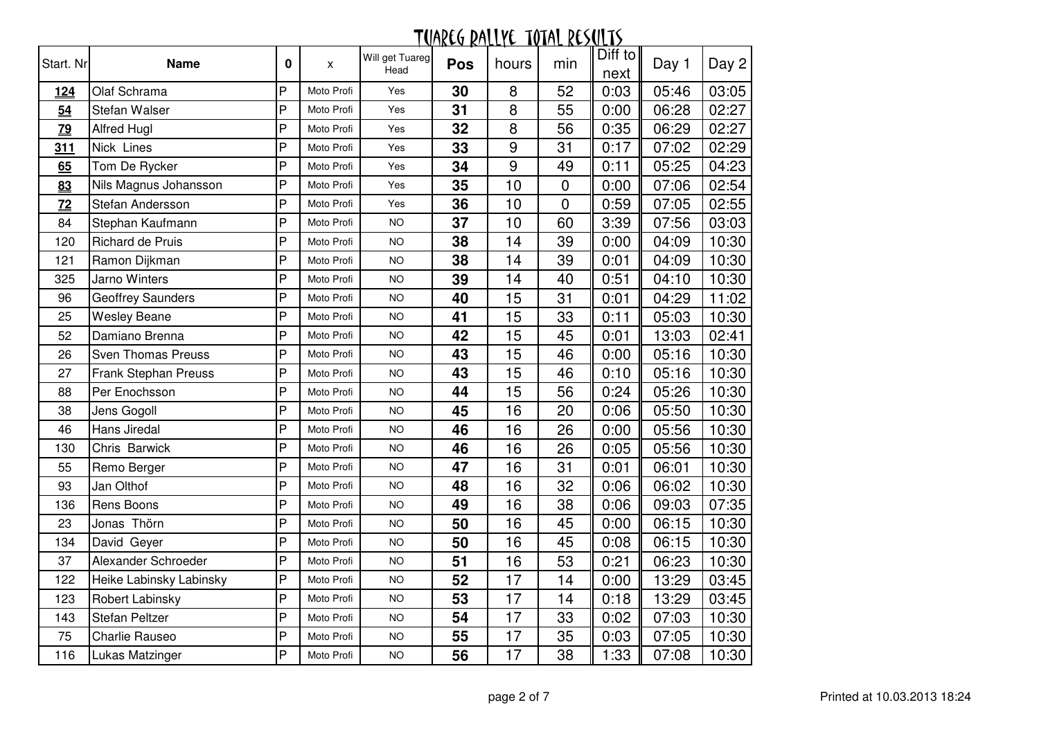# TUAREG RALLYE TOTAL RESULTS

| Start. Nr | Name | 0 | x | Will get Tuareg Head | Pos | hours | min | Diff to next | Day 1 | Day 2 |
|---|---|---|---|---|---|---|---|---|---|---|
| **124** | Olaf Schrama | P | Moto Profi | Yes | **30** | 8 | 52 | 0:03 | 05:46 | 03:05 |
| **54** | Stefan Walser | P | Moto Profi | Yes | **31** | 8 | 55 | 0:00 | 06:28 | 02:27 |
| **79** | Alfred Hugl | P | Moto Profi | Yes | **32** | 8 | 56 | 0:35 | 06:29 | 02:27 |
| **311** | Nick Lines | P | Moto Profi | Yes | **33** | 9 | 31 | 0:17 | 07:02 | 02:29 |
| **65** | Tom De Rycker | P | Moto Profi | Yes | **34** | 9 | 49 | 0:11 | 05:25 | 04:23 |
| **83** | Nils Magnus Johansson | P | Moto Profi | Yes | **35** | 10 | 0 | 0:00 | 07:06 | 02:54 |
| **72** | Stefan Andersson | P | Moto Profi | Yes | **36** | 10 | 0 | 0:59 | 07:05 | 02:55 |
| 84 | Stephan Kaufmann | P | Moto Profi | NO | **37** | 10 | 60 | 3:39 | 07:56 | 03:03 |
| 120 | Richard de Pruis | P | Moto Profi | NO | **38** | 14 | 39 | 0:00 | 04:09 | 10:30 |
| 121 | Ramon Dijkman | P | Moto Profi | NO | **38** | 14 | 39 | 0:01 | 04:09 | 10:30 |
| 325 | Jarno Winters | P | Moto Profi | NO | **39** | 14 | 40 | 0:51 | 04:10 | 10:30 |
| 96 | Geoffrey Saunders | P | Moto Profi | NO | **40** | 15 | 31 | 0:01 | 04:29 | 11:02 |
| 25 | Wesley Beane | P | Moto Profi | NO | **41** | 15 | 33 | 0:11 | 05:03 | 10:30 |
| 52 | Damiano Brenna | P | Moto Profi | NO | **42** | 15 | 45 | 0:01 | 13:03 | 02:41 |
| 26 | Sven Thomas Preuss | P | Moto Profi | NO | **43** | 15 | 46 | 0:00 | 05:16 | 10:30 |
| 27 | Frank Stephan Preuss | P | Moto Profi | NO | **43** | 15 | 46 | 0:10 | 05:16 | 10:30 |
| 88 | Per Enochsson | P | Moto Profi | NO | **44** | 15 | 56 | 0:24 | 05:26 | 10:30 |
| 38 | Jens Gogoll | P | Moto Profi | NO | **45** | 16 | 20 | 0:06 | 05:50 | 10:30 |
| 46 | Hans Jiredal | P | Moto Profi | NO | **46** | 16 | 26 | 0:00 | 05:56 | 10:30 |
| 130 | Chris Barwick | P | Moto Profi | NO | **46** | 16 | 26 | 0:05 | 05:56 | 10:30 |
| 55 | Remo Berger | P | Moto Profi | NO | **47** | 16 | 31 | 0:01 | 06:01 | 10:30 |
| 93 | Jan Olthof | P | Moto Profi | NO | **48** | 16 | 32 | 0:06 | 06:02 | 10:30 |
| 136 | Rens Boons | P | Moto Profi | NO | **49** | 16 | 38 | 0:06 | 09:03 | 07:35 |
| 23 | Jonas Thörn | P | Moto Profi | NO | **50** | 16 | 45 | 0:00 | 06:15 | 10:30 |
| 134 | David Geyer | P | Moto Profi | NO | **50** | 16 | 45 | 0:08 | 06:15 | 10:30 |
| 37 | Alexander Schroeder | P | Moto Profi | NO | **51** | 16 | 53 | 0:21 | 06:23 | 10:30 |
| 122 | Heike Labinsky Labinsky | P | Moto Profi | NO | **52** | 17 | 14 | 0:00 | 13:29 | 03:45 |
| 123 | Robert Labinsky | P | Moto Profi | NO | **53** | 17 | 14 | 0:18 | 13:29 | 03:45 |
| 143 | Stefan Peltzer | P | Moto Profi | NO | **54** | 17 | 33 | 0:02 | 07:03 | 10:30 |
| 75 | Charlie Rauseo | P | Moto Profi | NO | **55** | 17 | 35 | 0:03 | 07:05 | 10:30 |
| 116 | Lukas Matzinger | P | Moto Profi | NO | **56** | 17 | 38 | 1:33 | 07:08 | 10:30 |

Printed at 10.03.2013 18:24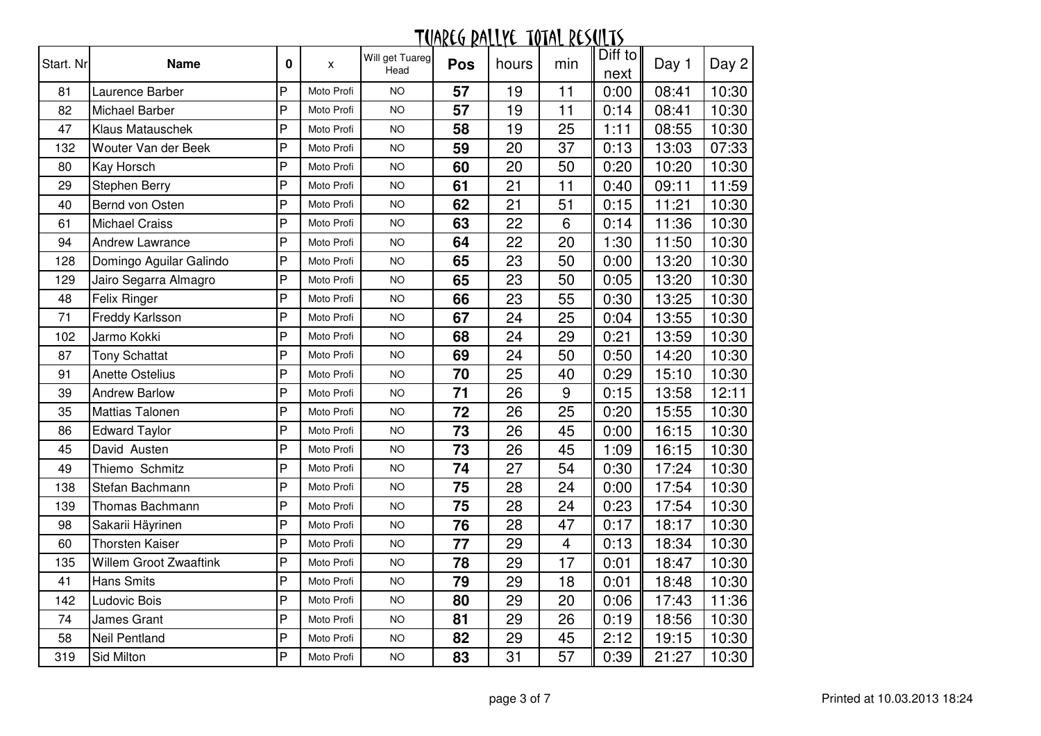# TUAREG RALLYE TOTAL RESULTS

| Start. Nr | Name | 0 | x | Will get Tuareg Head | Pos | hours | min | Diff to next | Day 1 | Day 2 |
|---|---|---|---|---|---|---|---|---|---|---|
| 81 | Laurence Barber | P | Moto Profi | NO | **57** | 19 | 11 | 0:00 | 08:41 | 10:30 |
| 82 | Michael Barber | P | Moto Profi | NO | **57** | 19 | 11 | 0:14 | 08:41 | 10:30 |
| 47 | Klaus Matauschek | P | Moto Profi | NO | **58** | 19 | 25 | 1:11 | 08:55 | 10:30 |
| 132 | Wouter Van der Beek | P | Moto Profi | NO | **59** | 20 | 37 | 0:13 | 13:03 | 07:33 |
| 80 | Kay Horsch | P | Moto Profi | NO | **60** | 20 | 50 | 0:20 | 10:20 | 10:30 |
| 29 | Stephen Berry | P | Moto Profi | NO | **61** | 21 | 11 | 0:40 | 09:11 | 11:59 |
| 40 | Bernd von Osten | P | Moto Profi | NO | **62** | 21 | 51 | 0:15 | 11:21 | 10:30 |
| 61 | Michael Craiss | P | Moto Profi | NO | **63** | 22 | 6 | 0:14 | 11:36 | 10:30 |
| 94 | Andrew Lawrance | P | Moto Profi | NO | **64** | 22 | 20 | 1:30 | 11:50 | 10:30 |
| 128 | Domingo Aguilar Galindo | P | Moto Profi | NO | **65** | 23 | 50 | 0:00 | 13:20 | 10:30 |
| 129 | Jairo Segarra Almagro | P | Moto Profi | NO | **65** | 23 | 50 | 0:05 | 13:20 | 10:30 |
| 48 | Felix Ringer | P | Moto Profi | NO | **66** | 23 | 55 | 0:30 | 13:25 | 10:30 |
| 71 | Freddy Karlsson | P | Moto Profi | NO | **67** | 24 | 25 | 0:04 | 13:55 | 10:30 |
| 102 | Jarmo Kokki | P | Moto Profi | NO | **68** | 24 | 29 | 0:21 | 13:59 | 10:30 |
| 87 | Tony Schattat | P | Moto Profi | NO | **69** | 24 | 50 | 0:50 | 14:20 | 10:30 |
| 91 | Anette Ostelius | P | Moto Profi | NO | **70** | 25 | 40 | 0:29 | 15:10 | 10:30 |
| 39 | Andrew Barlow | P | Moto Profi | NO | **71** | 26 | 9 | 0:15 | 13:58 | 12:11 |
| 35 | Mattias Talonen | P | Moto Profi | NO | **72** | 26 | 25 | 0:20 | 15:55 | 10:30 |
| 86 | Edward Taylor | P | Moto Profi | NO | **73** | 26 | 45 | 0:00 | 16:15 | 10:30 |
| 45 | David Austen | P | Moto Profi | NO | **73** | 26 | 45 | 1:09 | 16:15 | 10:30 |
| 49 | Thiemo Schmitz | P | Moto Profi | NO | **74** | 27 | 54 | 0:30 | 17:24 | 10:30 |
| 138 | Stefan Bachmann | P | Moto Profi | NO | **75** | 28 | 24 | 0:00 | 17:54 | 10:30 |
| 139 | Thomas Bachmann | P | Moto Profi | NO | **75** | 28 | 24 | 0:23 | 17:54 | 10:30 |
| 98 | Sakarii Häyrinen | P | Moto Profi | NO | **76** | 28 | 47 | 0:17 | 18:17 | 10:30 |
| 60 | Thorsten Kaiser | P | Moto Profi | NO | **77** | 29 | 4 | 0:13 | 18:34 | 10:30 |
| 135 | Willem Groot Zwaaftink | P | Moto Profi | NO | **78** | 29 | 17 | 0:01 | 18:47 | 10:30 |
| 41 | Hans Smits | P | Moto Profi | NO | **79** | 29 | 18 | 0:01 | 18:48 | 10:30 |
| 142 | Ludovic Bois | P | Moto Profi | NO | **80** | 29 | 20 | 0:06 | 17:43 | 11:36 |
| 74 | James Grant | P | Moto Profi | NO | **81** | 29 | 26 | 0:19 | 18:56 | 10:30 |
| 58 | Neil Pentland | P | Moto Profi | NO | **82** | 29 | 45 | 2:12 | 19:15 | 10:30 |
| 319 | Sid Milton | P | Moto Profi | NO | **83** | 31 | 57 | 0:39 | 21:27 | 10:30 |

Printed at 10.03.2013 18:24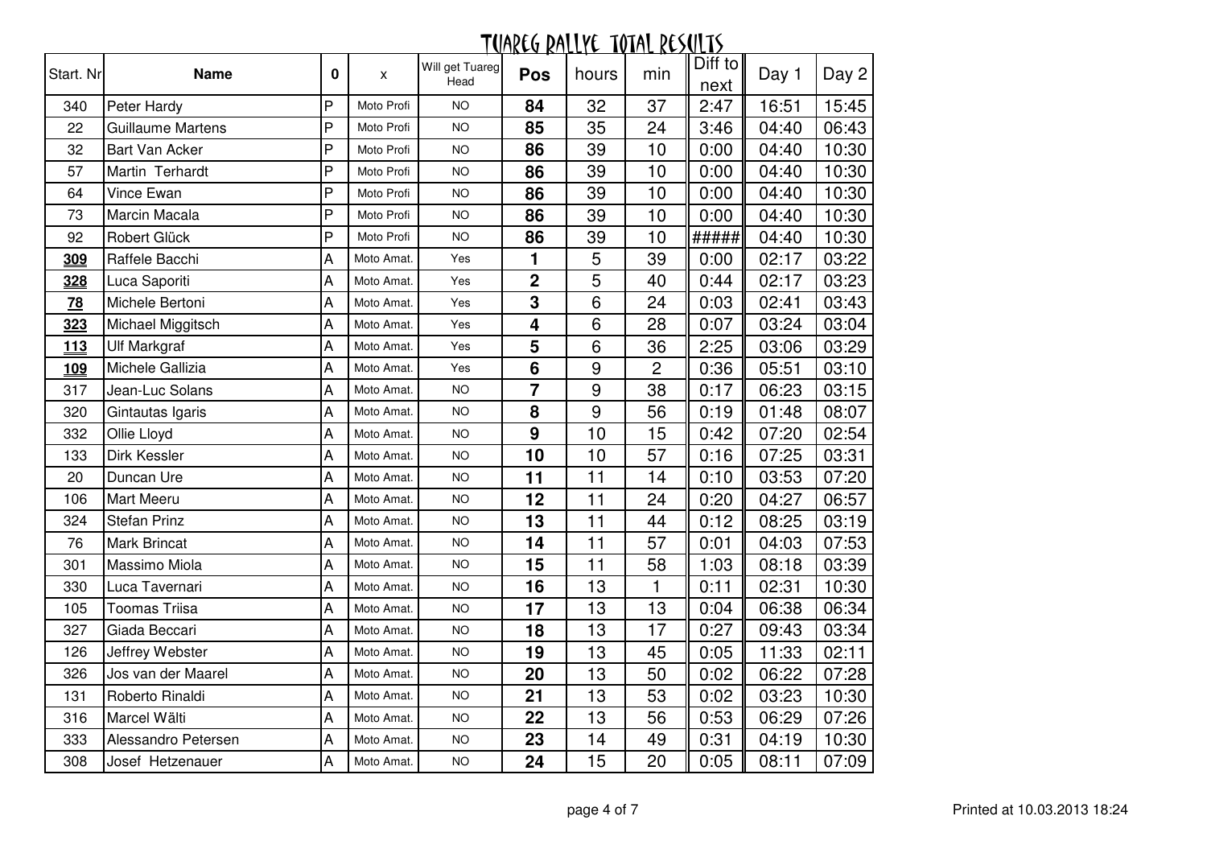# TUAREG RALLYE TOTAL RESULTS

| Start. Nr | Name | 0 | x | Will get Tuareg Head | Pos | hours | min | Diff to next | Day 1 | Day 2 |
|---|---|---|---|---|---|---|---|---|---|---|
| 340 | Peter Hardy | P | Moto Profi | NO | **84** | 32 | 37 | 2:47 | 16:51 | 15:45 |
| 22 | Guillaume Martens | P | Moto Profi | NO | **85** | 35 | 24 | 3:46 | 04:40 | 06:43 |
| 32 | Bart Van Acker | P | Moto Profi | NO | **86** | 39 | 10 | 0:00 | 04:40 | 10:30 |
| 57 | Martin Terhardt | P | Moto Profi | NO | **86** | 39 | 10 | 0:00 | 04:40 | 10:30 |
| 64 | Vince Ewan | P | Moto Profi | NO | **86** | 39 | 10 | 0:00 | 04:40 | 10:30 |
| 73 | Marcin Macala | P | Moto Profi | NO | **86** | 39 | 10 | 0:00 | 04:40 | 10:30 |
| 92 | Robert Glück | P | Moto Profi | NO | **86** | 39 | 10 | ##### | 04:40 | 10:30 |
| **309** | Raffele Bacchi | A | Moto Amat. | Yes | **1** | 5 | 39 | 0:00 | 02:17 | 03:22 |
| **328** | Luca Saporiti | A | Moto Amat. | Yes | **2** | 5 | 40 | 0:44 | 02:17 | 03:23 |
| **78** | Michele Bertoni | A | Moto Amat. | Yes | **3** | 6 | 24 | 0:03 | 02:41 | 03:43 |
| **323** | Michael Miggitsch | A | Moto Amat. | Yes | **4** | 6 | 28 | 0:07 | 03:24 | 03:04 |
| **113** | Ulf Markgraf | A | Moto Amat. | Yes | **5** | 6 | 36 | 2:25 | 03:06 | 03:29 |
| **109** | Michele Gallizia | A | Moto Amat. | Yes | **6** | 9 | 2 | 0:36 | 05:51 | 03:10 |
| 317 | Jean-Luc Solans | A | Moto Amat. | NO | **7** | 9 | 38 | 0:17 | 06:23 | 03:15 |
| 320 | Gintautas Igaris | A | Moto Amat. | NO | **8** | 9 | 56 | 0:19 | 01:48 | 08:07 |
| 332 | Ollie Lloyd | A | Moto Amat. | NO | **9** | 10 | 15 | 0:42 | 07:20 | 02:54 |
| 133 | Dirk Kessler | A | Moto Amat. | NO | **10** | 10 | 57 | 0:16 | 07:25 | 03:31 |
| 20 | Duncan Ure | A | Moto Amat. | NO | **11** | 11 | 14 | 0:10 | 03:53 | 07:20 |
| 106 | Mart Meeru | A | Moto Amat. | NO | **12** | 11 | 24 | 0:20 | 04:27 | 06:57 |
| 324 | Stefan Prinz | A | Moto Amat. | NO | **13** | 11 | 44 | 0:12 | 08:25 | 03:19 |
| 76 | Mark Brincat | A | Moto Amat. | NO | **14** | 11 | 57 | 0:01 | 04:03 | 07:53 |
| 301 | Massimo Miola | A | Moto Amat. | NO | **15** | 11 | 58 | 1:03 | 08:18 | 03:39 |
| 330 | Luca Tavernari | A | Moto Amat. | NO | **16** | 13 | 1 | 0:11 | 02:31 | 10:30 |
| 105 | Toomas Triisa | A | Moto Amat. | NO | **17** | 13 | 13 | 0:04 | 06:38 | 06:34 |
| 327 | Giada Beccari | A | Moto Amat. | NO | **18** | 13 | 17 | 0:27 | 09:43 | 03:34 |
| 126 | Jeffrey Webster | A | Moto Amat. | NO | **19** | 13 | 45 | 0:05 | 11:33 | 02:11 |
| 326 | Jos van der Maarel | A | Moto Amat. | NO | **20** | 13 | 50 | 0:02 | 06:22 | 07:28 |
| 131 | Roberto Rinaldi | A | Moto Amat. | NO | **21** | 13 | 53 | 0:02 | 03:23 | 10:30 |
| 316 | Marcel Wälti | A | Moto Amat. | NO | **22** | 13 | 56 | 0:53 | 06:29 | 07:26 |
| 333 | Alessandro Petersen | A | Moto Amat. | NO | **23** | 14 | 49 | 0:31 | 04:19 | 10:30 |
| 308 | Josef Hetzenauer | A | Moto Amat. | NO | **24** | 15 | 20 | 0:05 | 08:11 | 07:09 |

Printed at 10.03.2013 18:24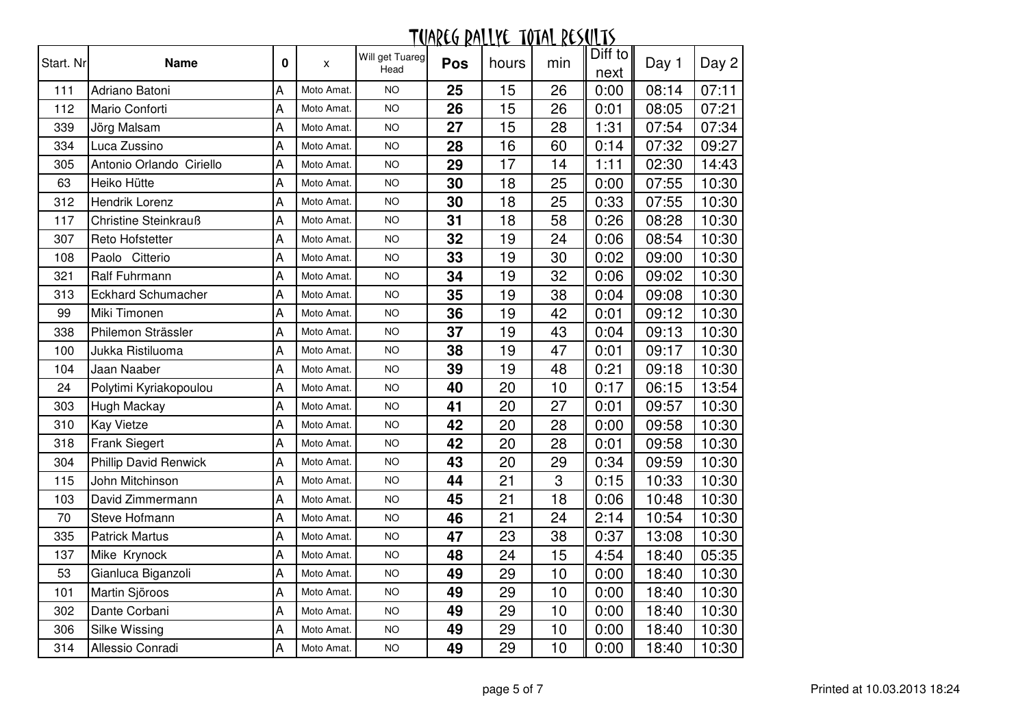# TUAREG RALLYE TOTAL RESULTS

| Start. Nr | Name | 0 | x | Will get Tuareg Head | Pos | hours | min | Diff to next | Day 1 | Day 2 |
|---|---|---|---|---|---|---|---|---|---|---|
| 111 | Adriano Batoni | A | Moto Amat. | NO | 25 | 15 | 26 | 0:00 | 08:14 | 07:11 |
| 112 | Mario Conforti | A | Moto Amat. | NO | 26 | 15 | 26 | 0:01 | 08:05 | 07:21 |
| 339 | Jörg Malsam | A | Moto Amat. | NO | 27 | 15 | 28 | 1:31 | 07:54 | 07:34 |
| 334 | Luca Zussino | A | Moto Amat. | NO | 28 | 16 | 60 | 0:14 | 07:32 | 09:27 |
| 305 | Antonio Orlando Ciriello | A | Moto Amat. | NO | 29 | 17 | 14 | 1:11 | 02:30 | 14:43 |
| 63 | Heiko Hütte | A | Moto Amat. | NO | 30 | 18 | 25 | 0:00 | 07:55 | 10:30 |
| 312 | Hendrik Lorenz | A | Moto Amat. | NO | 30 | 18 | 25 | 0:33 | 07:55 | 10:30 |
| 117 | Christine Steinkrauß | A | Moto Amat. | NO | 31 | 18 | 58 | 0:26 | 08:28 | 10:30 |
| 307 | Reto Hofstetter | A | Moto Amat. | NO | 32 | 19 | 24 | 0:06 | 08:54 | 10:30 |
| 108 | Paolo Citterio | A | Moto Amat. | NO | 33 | 19 | 30 | 0:02 | 09:00 | 10:30 |
| 321 | Ralf Fuhrmann | A | Moto Amat. | NO | 34 | 19 | 32 | 0:06 | 09:02 | 10:30 |
| 313 | Eckhard Schumacher | A | Moto Amat. | NO | 35 | 19 | 38 | 0:04 | 09:08 | 10:30 |
| 99 | Miki Timonen | A | Moto Amat. | NO | 36 | 19 | 42 | 0:01 | 09:12 | 10:30 |
| 338 | Philemon Strässler | A | Moto Amat. | NO | 37 | 19 | 43 | 0:04 | 09:13 | 10:30 |
| 100 | Jukka Ristiluoma | A | Moto Amat. | NO | 38 | 19 | 47 | 0:01 | 09:17 | 10:30 |
| 104 | Jaan Naaber | A | Moto Amat. | NO | 39 | 19 | 48 | 0:21 | 09:18 | 10:30 |
| 24 | Polytimi Kyriakopoulou | A | Moto Amat. | NO | 40 | 20 | 10 | 0:17 | 06:15 | 13:54 |
| 303 | Hugh Mackay | A | Moto Amat. | NO | 41 | 20 | 27 | 0:01 | 09:57 | 10:30 |
| 310 | Kay Vietze | A | Moto Amat. | NO | 42 | 20 | 28 | 0:00 | 09:58 | 10:30 |
| 318 | Frank Siegert | A | Moto Amat. | NO | 42 | 20 | 28 | 0:01 | 09:58 | 10:30 |
| 304 | Phillip David Renwick | A | Moto Amat. | NO | 43 | 20 | 29 | 0:34 | 09:59 | 10:30 |
| 115 | John Mitchinson | A | Moto Amat. | NO | 44 | 21 | 3 | 0:15 | 10:33 | 10:30 |
| 103 | David Zimmermann | A | Moto Amat. | NO | 45 | 21 | 18 | 0:06 | 10:48 | 10:30 |
| 70 | Steve Hofmann | A | Moto Amat. | NO | 46 | 21 | 24 | 2:14 | 10:54 | 10:30 |
| 335 | Patrick Martus | A | Moto Amat. | NO | 47 | 23 | 38 | 0:37 | 13:08 | 10:30 |
| 137 | Mike Krynock | A | Moto Amat. | NO | 48 | 24 | 15 | 4:54 | 18:40 | 05:35 |
| 53 | Gianluca Biganzoli | A | Moto Amat. | NO | 49 | 29 | 10 | 0:00 | 18:40 | 10:30 |
| 101 | Martin Sjöroos | A | Moto Amat. | NO | 49 | 29 | 10 | 0:00 | 18:40 | 10:30 |
| 302 | Dante Corbani | A | Moto Amat. | NO | 49 | 29 | 10 | 0:00 | 18:40 | 10:30 |
| 306 | Silke Wissing | A | Moto Amat. | NO | 49 | 29 | 10 | 0:00 | 18:40 | 10:30 |
| 314 | Allessio Conradi | A | Moto Amat. | NO | 49 | 29 | 10 | 0:00 | 18:40 | 10:30 |

Printed at 10.03.2013 18:24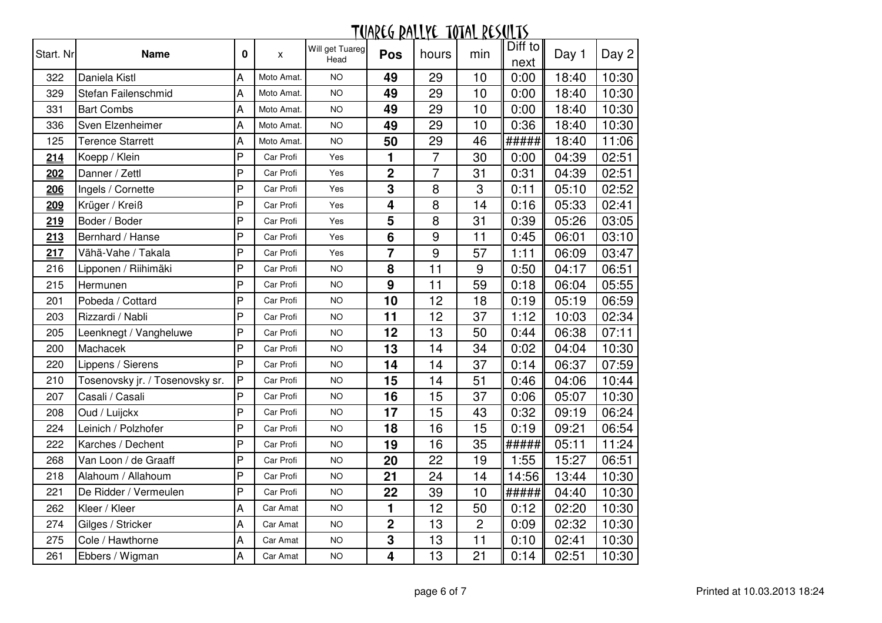# TUAREG RALLYE TOTAL RESULTS

| Start. Nr | Name | 0 | x | Will get Tuareg Head | Pos | hours | min | Diff to next | Day 1 | Day 2 |
|---|---|---|---|---|---|---|---|---|---|---|
| 322 | Daniela Kistl | A | Moto Amat. | NO | 49 | 29 | 10 | 0:00 | 18:40 | 10:30 |
| 329 | Stefan Failenschmid | A | Moto Amat. | NO | 49 | 29 | 10 | 0:00 | 18:40 | 10:30 |
| 331 | Bart Combs | A | Moto Amat. | NO | 49 | 29 | 10 | 0:00 | 18:40 | 10:30 |
| 336 | Sven Elzenheimer | A | Moto Amat. | NO | 49 | 29 | 10 | 0:36 | 18:40 | 10:30 |
| 125 | Terence Starrett | A | Moto Amat. | NO | 50 | 29 | 46 | ##### | 18:40 | 11:06 |
| 214 | Koepp / Klein | P | Car Profi | Yes | 1 | 7 | 30 | 0:00 | 04:39 | 02:51 |
| 202 | Danner / Zettl | P | Car Profi | Yes | 2 | 7 | 31 | 0:31 | 04:39 | 02:51 |
| 206 | Ingels / Cornette | P | Car Profi | Yes | 3 | 8 | 3 | 0:11 | 05:10 | 02:52 |
| 209 | Krüger / Kreiß | P | Car Profi | Yes | 4 | 8 | 14 | 0:16 | 05:33 | 02:41 |
| 219 | Boder / Boder | P | Car Profi | Yes | 5 | 8 | 31 | 0:39 | 05:26 | 03:05 |
| 213 | Bernhard / Hanse | P | Car Profi | Yes | 6 | 9 | 11 | 0:45 | 06:01 | 03:10 |
| 217 | Vähä-Vahe / Takala | P | Car Profi | Yes | 7 | 9 | 57 | 1:11 | 06:09 | 03:47 |
| 216 | Lipponen / Riihimäki | P | Car Profi | NO | 8 | 11 | 9 | 0:50 | 04:17 | 06:51 |
| 215 | Hermunen | P | Car Profi | NO | 9 | 11 | 59 | 0:18 | 06:04 | 05:55 |
| 201 | Pobeda / Cottard | P | Car Profi | NO | 10 | 12 | 18 | 0:19 | 05:19 | 06:59 |
| 203 | Rizzardi / Nabli | P | Car Profi | NO | 11 | 12 | 37 | 1:12 | 10:03 | 02:34 |
| 205 | Leenknegt / Vangheluwe | P | Car Profi | NO | 12 | 13 | 50 | 0:44 | 06:38 | 07:11 |
| 200 | Machacek | P | Car Profi | NO | 13 | 14 | 34 | 0:02 | 04:04 | 10:30 |
| 220 | Lippens / Sierens | P | Car Profi | NO | 14 | 14 | 37 | 0:14 | 06:37 | 07:59 |
| 210 | Tosenovsky jr. / Tosenovsky sr. | P | Car Profi | NO | 15 | 14 | 51 | 0:46 | 04:06 | 10:44 |
| 207 | Casali / Casali | P | Car Profi | NO | 16 | 15 | 37 | 0:06 | 05:07 | 10:30 |
| 208 | Oud / Luijckx | P | Car Profi | NO | 17 | 15 | 43 | 0:32 | 09:19 | 06:24 |
| 224 | Leinich / Polzhofer | P | Car Profi | NO | 18 | 16 | 15 | 0:19 | 09:21 | 06:54 |
| 222 | Karches / Dechent | P | Car Profi | NO | 19 | 16 | 35 | ##### | 05:11 | 11:24 |
| 268 | Van Loon / de Graaff | P | Car Profi | NO | 20 | 22 | 19 | 1:55 | 15:27 | 06:51 |
| 218 | Alahoum / Allahoum | P | Car Profi | NO | 21 | 24 | 14 | 14:56 | 13:44 | 10:30 |
| 221 | De Ridder / Vermeulen | P | Car Profi | NO | 22 | 39 | 10 | ##### | 04:40 | 10:30 |
| 262 | Kleer / Kleer | A | Car Amat | NO | 1 | 12 | 50 | 0:12 | 02:20 | 10:30 |
| 274 | Gilges / Stricker | A | Car Amat | NO | 2 | 13 | 2 | 0:09 | 02:32 | 10:30 |
| 275 | Cole / Hawthorne | A | Car Amat | NO | 3 | 13 | 11 | 0:10 | 02:41 | 10:30 |
| 261 | Ebbers / Wigman | A | Car Amat | NO | 4 | 13 | 21 | 0:14 | 02:51 | 10:30 |

Printed at 10.03.2013 18:24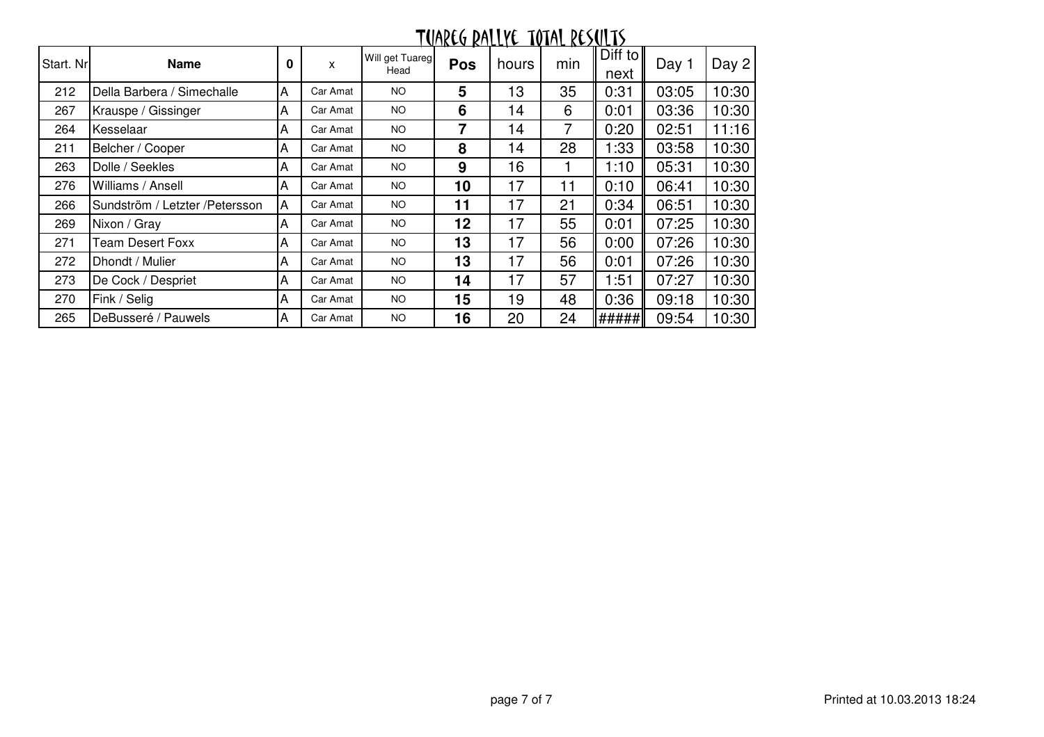# TUAREG RALLYE TOTAL RESULTS

| Start. Nr | Name | 0 | x | Will get Tuareg Head | Pos | hours | min | Diff to next | Day 1 | Day 2 |
|---|---|---|---|---|---|---|---|---|---|---|
| 212 | Della Barbera / Simechalle | A | Car Amat | NO | **5** | 13 | 35 | 0:31 | 03:05 | 10:30 |
| 267 | Krauspe / Gissinger | A | Car Amat | NO | **6** | 14 | 6 | 0:01 | 03:36 | 10:30 |
| 264 | Kesselaar | A | Car Amat | NO | **7** | 14 | 7 | 0:20 | 02:51 | 11:16 |
| 211 | Belcher / Cooper | A | Car Amat | NO | **8** | 14 | 28 | 1:33 | 03:58 | 10:30 |
| 263 | Dolle / Seekles | A | Car Amat | NO | **9** | 16 | 1 | 1:10 | 05:31 | 10:30 |
| 276 | Williams / Ansell | A | Car Amat | NO | **10** | 17 | 11 | 0:10 | 06:41 | 10:30 |
| 266 | Sundström / Letzter /Petersson | A | Car Amat | NO | **11** | 17 | 21 | 0:34 | 06:51 | 10:30 |
| 269 | Nixon / Gray | A | Car Amat | NO | **12** | 17 | 55 | 0:01 | 07:25 | 10:30 |
| 271 | Team Desert Foxx | A | Car Amat | NO | **13** | 17 | 56 | 0:00 | 07:26 | 10:30 |
| 272 | Dhondt / Mulier | A | Car Amat | NO | **13** | 17 | 56 | 0:01 | 07:26 | 10:30 |
| 273 | De Cock / Despriet | A | Car Amat | NO | **14** | 17 | 57 | 1:51 | 07:27 | 10:30 |
| 270 | Fink / Selig | A | Car Amat | NO | **15** | 19 | 48 | 0:36 | 09:18 | 10:30 |
| 265 | DeBusseré / Pauwels | A | Car Amat | NO | **16** | 20 | 24 | ##### | 09:54 | 10:30 |

Printed at 10.03.2013 18:24